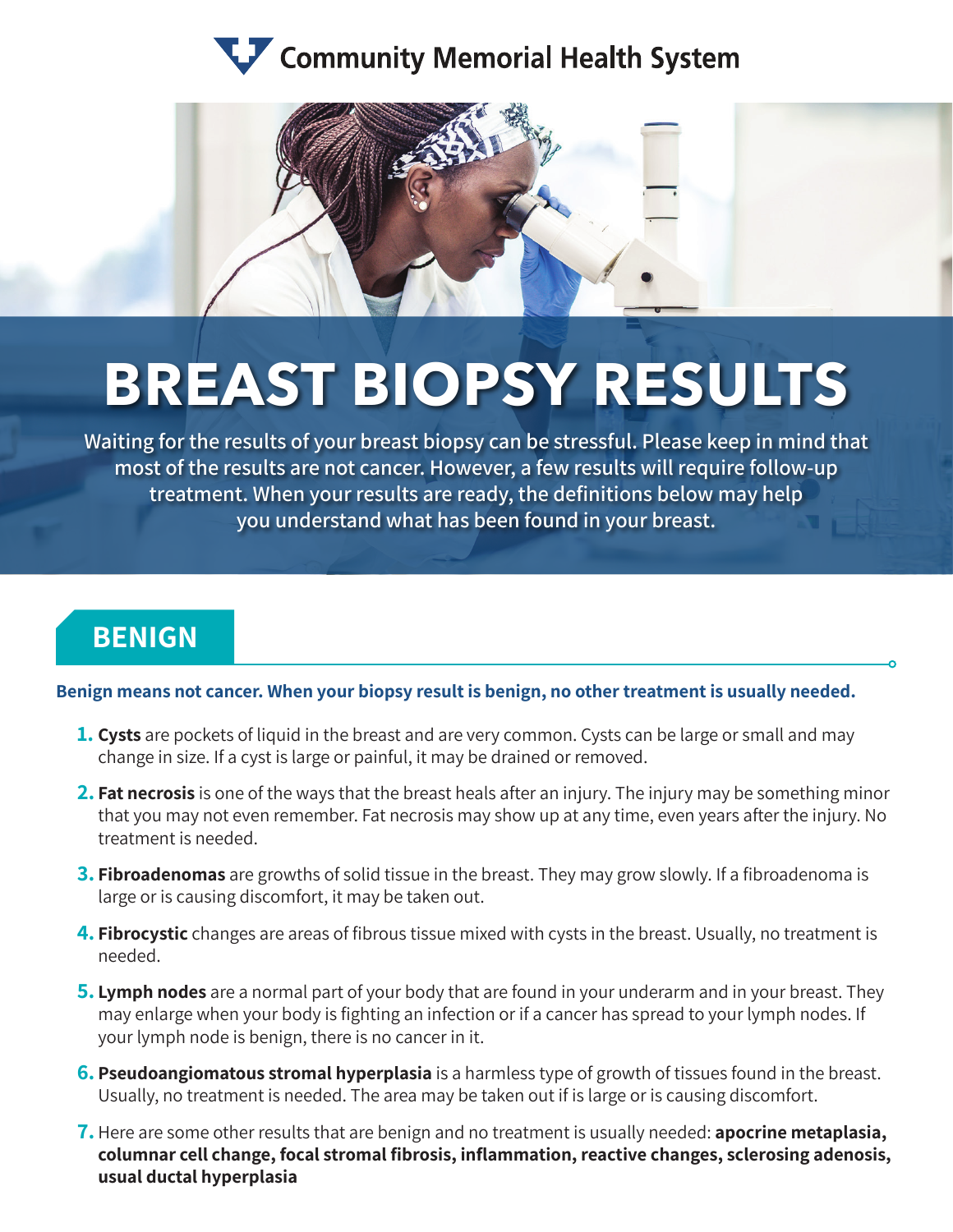Community Memorial Health System

# BREAST BIOPSY RESULTS

Waiting for the results of your breast biopsy can be stressful. Please keep in mind that most of the results are not cancer. However, a few results will require follow-up treatment. When your results are ready, the definitions below may help you understand what has been found in your breast.

## BENIGN

**Benign means not cancer. When your biopsy result is benign, no other treatment is usually needed.**

1. **Cysts** are pockets of liquid in the breast and are very common. Cysts can be large or small and may change in size. If a cyst is large or painful, it may be drained or removed.
2. **Fat necrosis** is one of the ways that the breast heals after an injury. The injury may be something minor that you may not even remember. Fat necrosis may show up at any time, even years after the injury. No treatment is needed.
3. **Fibroadenomas** are growths of solid tissue in the breast. They may grow slowly. If a fibroadenoma is large or is causing discomfort, it may be taken out.
4. **Fibrocystic** changes are areas of fibrous tissue mixed with cysts in the breast. Usually, no treatment is needed.
5. **Lymph nodes** are a normal part of your body that are found in your underarm and in your breast. They may enlarge when your body is fighting an infection or if a cancer has spread to your lymph nodes. If your lymph node is benign, there is no cancer in it.
6. **Pseudoangiomatous stromal hyperplasia** is a harmless type of growth of tissues found in the breast. Usually, no treatment is needed. The area may be taken out if is large or is causing discomfort.
7. Here are some other results that are benign and no treatment is usually needed: **apocrine metaplasia, columnar cell change, focal stromal fibrosis, inflammation, reactive changes, sclerosing adenosis, usual ductal hyperplasia**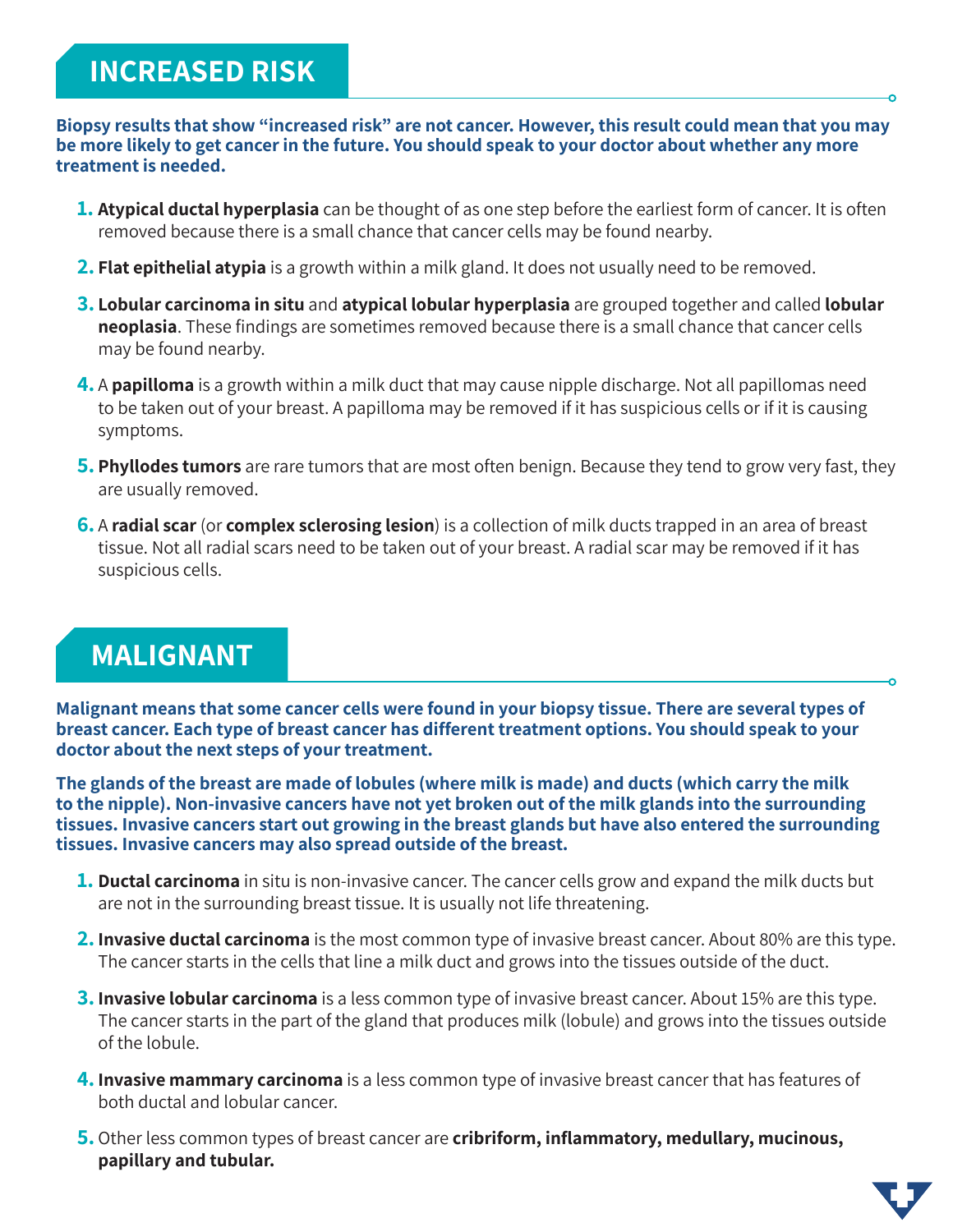## INCREASED RISK

**Biopsy results that show "increased risk" are not cancer. However, this result could mean that you may be more likely to get cancer in the future. You should speak to your doctor about whether any more treatment is needed.**

1. **Atypical ductal hyperplasia** can be thought of as one step before the earliest form of cancer. It is often removed because there is a small chance that cancer cells may be found nearby.
2. **Flat epithelial atypia** is a growth within a milk gland. It does not usually need to be removed.
3. **Lobular carcinoma in situ** and **atypical lobular hyperplasia** are grouped together and called **lobular neoplasia**. These findings are sometimes removed because there is a small chance that cancer cells may be found nearby.
4. A **papilloma** is a growth within a milk duct that may cause nipple discharge. Not all papillomas need to be taken out of your breast. A papilloma may be removed if it has suspicious cells or if it is causing symptoms.
5. **Phyllodes tumors** are rare tumors that are most often benign. Because they tend to grow very fast, they are usually removed.
6. A **radial scar** (or **complex sclerosing lesion**) is a collection of milk ducts trapped in an area of breast tissue. Not all radial scars need to be taken out of your breast. A radial scar may be removed if it has suspicious cells.

## MALIGNANT

**Malignant means that some cancer cells were found in your biopsy tissue. There are several types of breast cancer. Each type of breast cancer has different treatment options. You should speak to your doctor about the next steps of your treatment.**

**The glands of the breast are made of lobules (where milk is made) and ducts (which carry the milk to the nipple). Non-invasive cancers have not yet broken out of the milk glands into the surrounding tissues. Invasive cancers start out growing in the breast glands but have also entered the surrounding tissues. Invasive cancers may also spread outside of the breast.**

1. **Ductal carcinoma** in situ is non-invasive cancer. The cancer cells grow and expand the milk ducts but are not in the surrounding breast tissue. It is usually not life threatening.
2. **Invasive ductal carcinoma** is the most common type of invasive breast cancer. About 80% are this type. The cancer starts in the cells that line a milk duct and grows into the tissues outside of the duct.
3. **Invasive lobular carcinoma** is a less common type of invasive breast cancer. About 15% are this type. The cancer starts in the part of the gland that produces milk (lobule) and grows into the tissues outside of the lobule.
4. **Invasive mammary carcinoma** is a less common type of invasive breast cancer that has features of both ductal and lobular cancer.
5. Other less common types of breast cancer are **cribriform, inflammatory, medullary, mucinous, papillary and tubular.**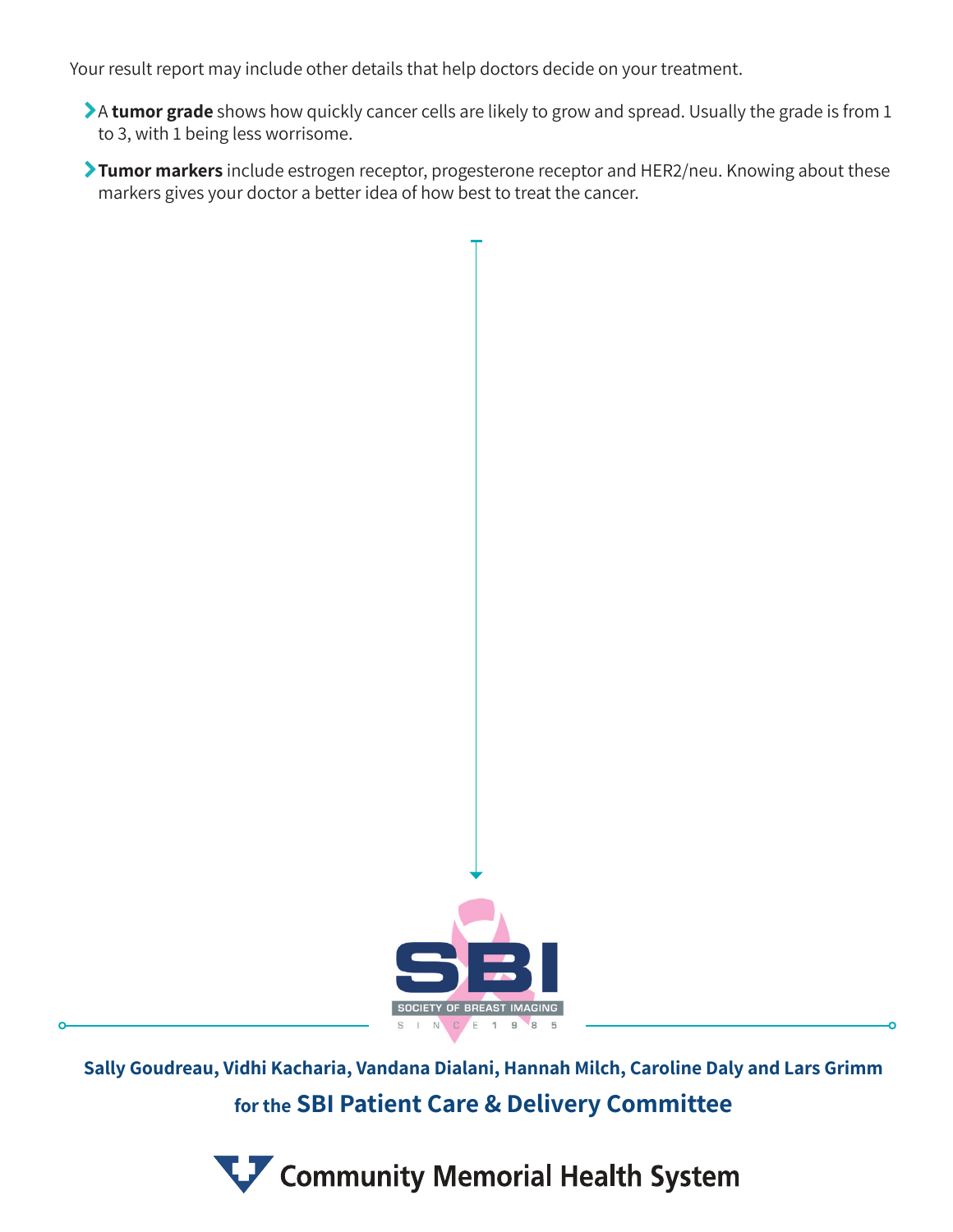Your result report may include other details that help doctors decide on your treatment.

- A **tumor grade** shows how quickly cancer cells are likely to grow and spread. Usually the grade is from 1 to 3, with 1 being less worrisome.
- **Tumor markers** include estrogen receptor, progesterone receptor and HER2/neu. Knowing about these markers gives your doctor a better idea of how best to treat the cancer.

SBI
SOCIETY OF BREAST IMAGING
SINCE 1985

**Sally Goudreau, Vidhi Kacharia, Vandana Dialani, Hannah Milch, Caroline Daly and Lars Grimm**

**for the SBI Patient Care & Delivery Committee**

**Community Memorial Health System**